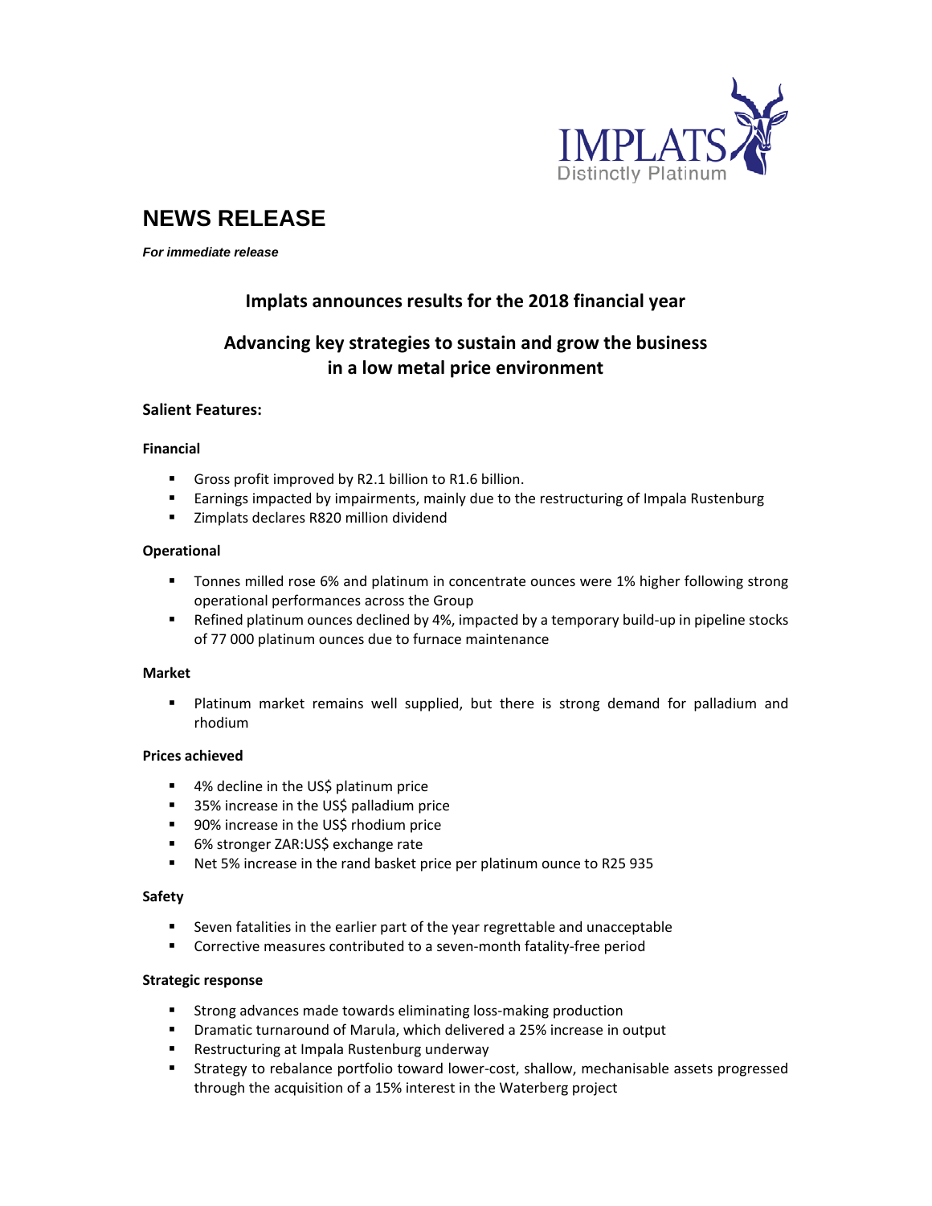# NEWS RELEASE

***For immediate release***

## Implats announces results for the 2018 financial year

## Advancing key strategies to sustain and grow the business in a low metal price environment

### Salient Features:

**Financial**

- Gross profit improved by R2.1 billion to R1.6 billion.
- Earnings impacted by impairments, mainly due to the restructuring of Impala Rustenburg
- Zimplats declares R820 million dividend

**Operational**

- Tonnes milled rose 6% and platinum in concentrate ounces were 1% higher following strong operational performances across the Group
- Refined platinum ounces declined by 4%, impacted by a temporary build-up in pipeline stocks of 77 000 platinum ounces due to furnace maintenance

**Market**

- Platinum market remains well supplied, but there is strong demand for palladium and rhodium

**Prices achieved**

- 4% decline in the US$ platinum price
- 35% increase in the US$ palladium price
- 90% increase in the US$ rhodium price
- 6% stronger ZAR:US$ exchange rate
- Net 5% increase in the rand basket price per platinum ounce to R25 935

**Safety**

- Seven fatalities in the earlier part of the year regrettable and unacceptable
- Corrective measures contributed to a seven-month fatality-free period

**Strategic response**

- Strong advances made towards eliminating loss-making production
- Dramatic turnaround of Marula, which delivered a 25% increase in output
- Restructuring at Impala Rustenburg underway
- Strategy to rebalance portfolio toward lower-cost, shallow, mechanisable assets progressed through the acquisition of a 15% interest in the Waterberg project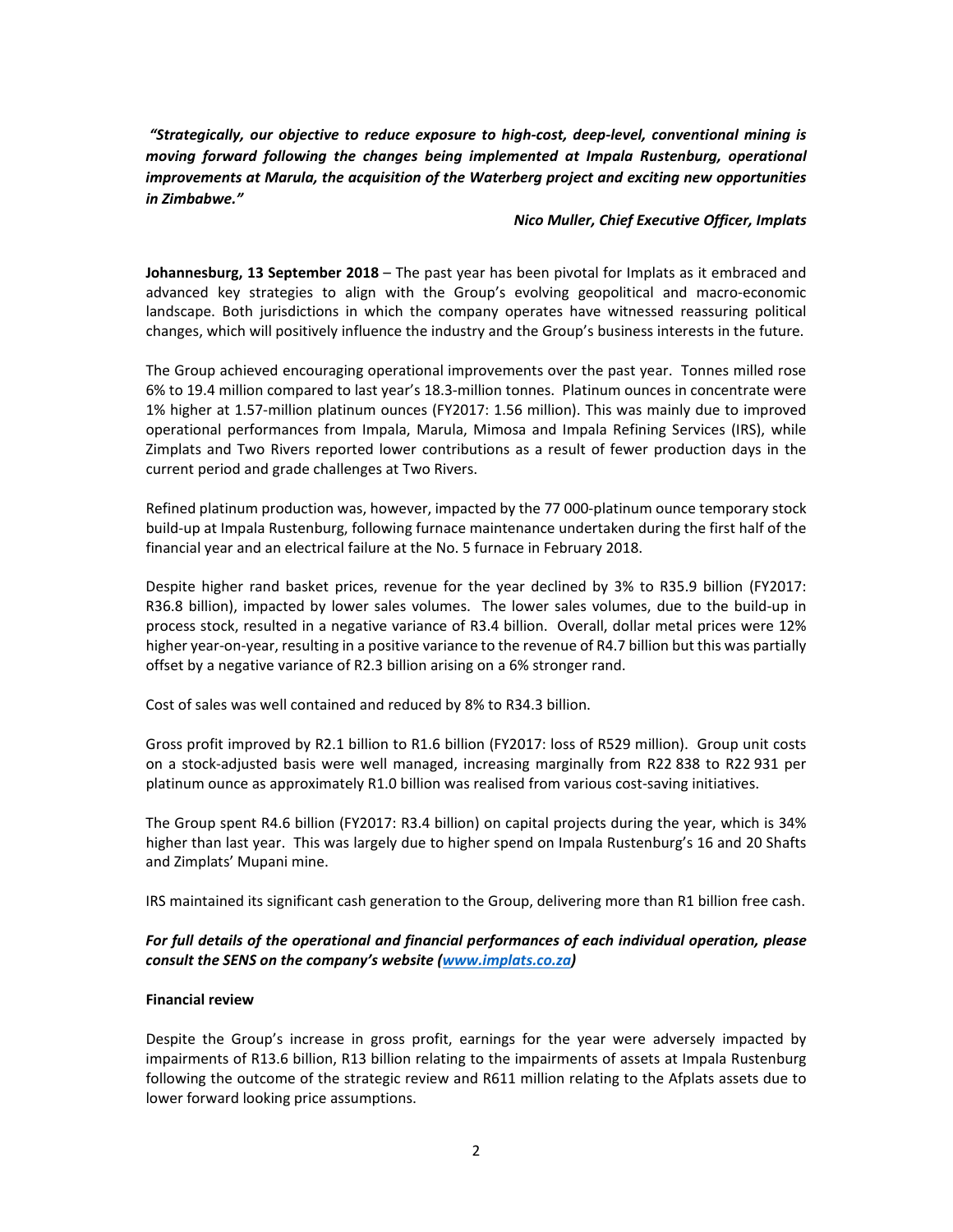***"Strategically, our objective to reduce exposure to high-cost, deep-level, conventional mining is moving forward following the changes being implemented at Impala Rustenburg, operational improvements at Marula, the acquisition of the Waterberg project and exciting new opportunities in Zimbabwe."***

***Nico Muller, Chief Executive Officer, Implats***

**Johannesburg, 13 September 2018** – The past year has been pivotal for Implats as it embraced and advanced key strategies to align with the Group's evolving geopolitical and macro-economic landscape. Both jurisdictions in which the company operates have witnessed reassuring political changes, which will positively influence the industry and the Group's business interests in the future.

The Group achieved encouraging operational improvements over the past year. Tonnes milled rose 6% to 19.4 million compared to last year's 18.3-million tonnes. Platinum ounces in concentrate were 1% higher at 1.57-million platinum ounces (FY2017: 1.56 million). This was mainly due to improved operational performances from Impala, Marula, Mimosa and Impala Refining Services (IRS), while Zimplats and Two Rivers reported lower contributions as a result of fewer production days in the current period and grade challenges at Two Rivers.

Refined platinum production was, however, impacted by the 77 000-platinum ounce temporary stock build-up at Impala Rustenburg, following furnace maintenance undertaken during the first half of the financial year and an electrical failure at the No. 5 furnace in February 2018.

Despite higher rand basket prices, revenue for the year declined by 3% to R35.9 billion (FY2017: R36.8 billion), impacted by lower sales volumes. The lower sales volumes, due to the build-up in process stock, resulted in a negative variance of R3.4 billion. Overall, dollar metal prices were 12% higher year-on-year, resulting in a positive variance to the revenue of R4.7 billion but this was partially offset by a negative variance of R2.3 billion arising on a 6% stronger rand.

Cost of sales was well contained and reduced by 8% to R34.3 billion.

Gross profit improved by R2.1 billion to R1.6 billion (FY2017: loss of R529 million). Group unit costs on a stock-adjusted basis were well managed, increasing marginally from R22 838 to R22 931 per platinum ounce as approximately R1.0 billion was realised from various cost-saving initiatives.

The Group spent R4.6 billion (FY2017: R3.4 billion) on capital projects during the year, which is 34% higher than last year. This was largely due to higher spend on Impala Rustenburg's 16 and 20 Shafts and Zimplats' Mupani mine.

IRS maintained its significant cash generation to the Group, delivering more than R1 billion free cash.

***For full details of the operational and financial performances of each individual operation, please consult the SENS on the company's website ([www.implats.co.za](http://www.implats.co.za))***

**Financial review**

Despite the Group's increase in gross profit, earnings for the year were adversely impacted by impairments of R13.6 billion, R13 billion relating to the impairments of assets at Impala Rustenburg following the outcome of the strategic review and R611 million relating to the Afplats assets due to lower forward looking price assumptions.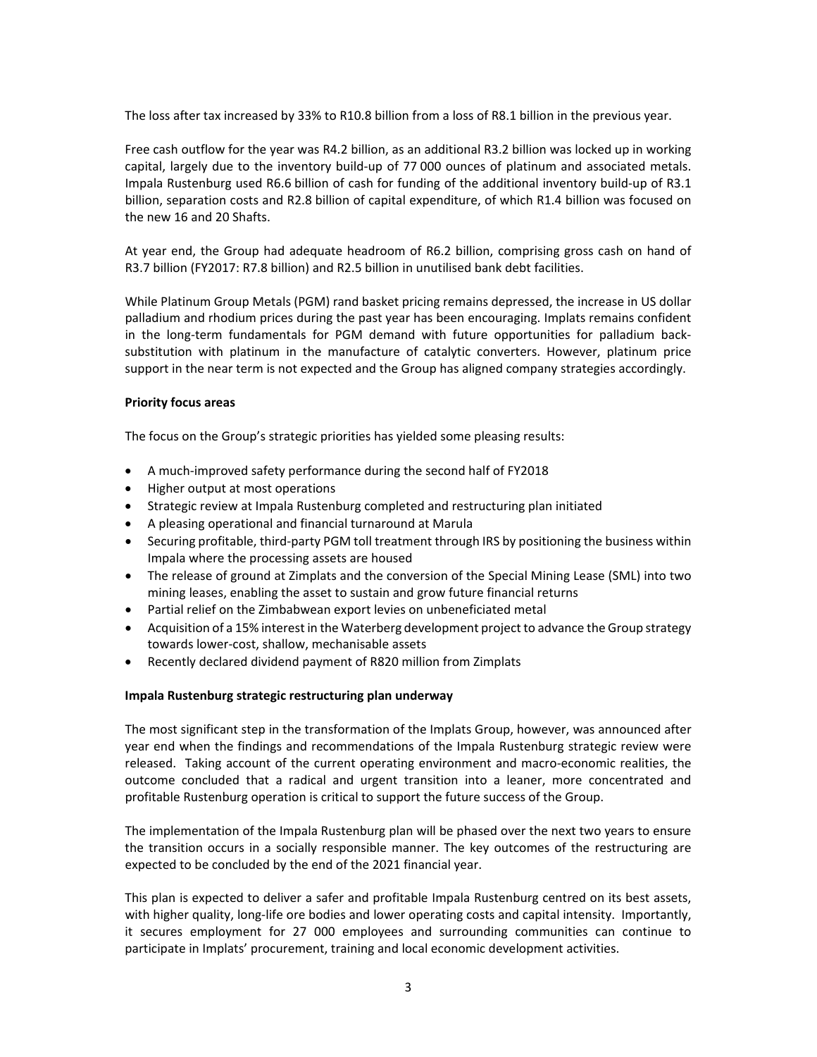The loss after tax increased by 33% to R10.8 billion from a loss of R8.1 billion in the previous year.

Free cash outflow for the year was R4.2 billion, as an additional R3.2 billion was locked up in working capital, largely due to the inventory build-up of 77 000 ounces of platinum and associated metals. Impala Rustenburg used R6.6 billion of cash for funding of the additional inventory build-up of R3.1 billion, separation costs and R2.8 billion of capital expenditure, of which R1.4 billion was focused on the new 16 and 20 Shafts.

At year end, the Group had adequate headroom of R6.2 billion, comprising gross cash on hand of R3.7 billion (FY2017: R7.8 billion) and R2.5 billion in unutilised bank debt facilities.

While Platinum Group Metals (PGM) rand basket pricing remains depressed, the increase in US dollar palladium and rhodium prices during the past year has been encouraging. Implats remains confident in the long-term fundamentals for PGM demand with future opportunities for palladium back-substitution with platinum in the manufacture of catalytic converters. However, platinum price support in the near term is not expected and the Group has aligned company strategies accordingly.

**Priority focus areas**

The focus on the Group's strategic priorities has yielded some pleasing results:

- A much-improved safety performance during the second half of FY2018
- Higher output at most operations
- Strategic review at Impala Rustenburg completed and restructuring plan initiated
- A pleasing operational and financial turnaround at Marula
- Securing profitable, third-party PGM toll treatment through IRS by positioning the business within Impala where the processing assets are housed
- The release of ground at Zimplats and the conversion of the Special Mining Lease (SML) into two mining leases, enabling the asset to sustain and grow future financial returns
- Partial relief on the Zimbabwean export levies on unbeneficiated metal
- Acquisition of a 15% interest in the Waterberg development project to advance the Group strategy towards lower-cost, shallow, mechanisable assets
- Recently declared dividend payment of R820 million from Zimplats

**Impala Rustenburg strategic restructuring plan underway**

The most significant step in the transformation of the Implats Group, however, was announced after year end when the findings and recommendations of the Impala Rustenburg strategic review were released. Taking account of the current operating environment and macro-economic realities, the outcome concluded that a radical and urgent transition into a leaner, more concentrated and profitable Rustenburg operation is critical to support the future success of the Group.

The implementation of the Impala Rustenburg plan will be phased over the next two years to ensure the transition occurs in a socially responsible manner. The key outcomes of the restructuring are expected to be concluded by the end of the 2021 financial year.

This plan is expected to deliver a safer and profitable Impala Rustenburg centred on its best assets, with higher quality, long-life ore bodies and lower operating costs and capital intensity. Importantly, it secures employment for 27 000 employees and surrounding communities can continue to participate in Implats' procurement, training and local economic development activities.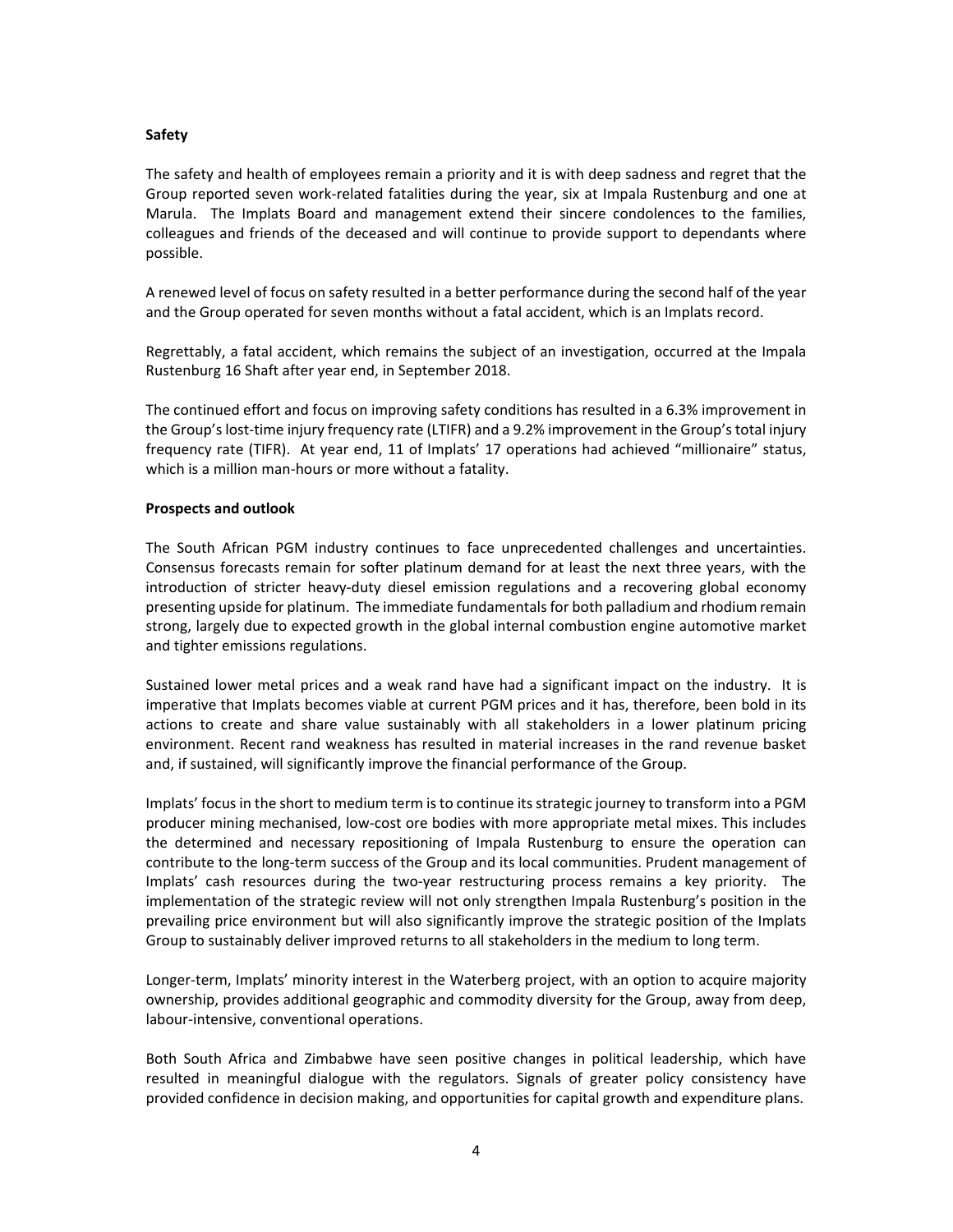**Safety**

The safety and health of employees remain a priority and it is with deep sadness and regret that the Group reported seven work-related fatalities during the year, six at Impala Rustenburg and one at Marula. The Implats Board and management extend their sincere condolences to the families, colleagues and friends of the deceased and will continue to provide support to dependants where possible.

A renewed level of focus on safety resulted in a better performance during the second half of the year and the Group operated for seven months without a fatal accident, which is an Implats record.

Regrettably, a fatal accident, which remains the subject of an investigation, occurred at the Impala Rustenburg 16 Shaft after year end, in September 2018.

The continued effort and focus on improving safety conditions has resulted in a 6.3% improvement in the Group's lost-time injury frequency rate (LTIFR) and a 9.2% improvement in the Group's total injury frequency rate (TIFR). At year end, 11 of Implats' 17 operations had achieved "millionaire" status, which is a million man-hours or more without a fatality.

**Prospects and outlook**

The South African PGM industry continues to face unprecedented challenges and uncertainties. Consensus forecasts remain for softer platinum demand for at least the next three years, with the introduction of stricter heavy-duty diesel emission regulations and a recovering global economy presenting upside for platinum. The immediate fundamentals for both palladium and rhodium remain strong, largely due to expected growth in the global internal combustion engine automotive market and tighter emissions regulations.

Sustained lower metal prices and a weak rand have had a significant impact on the industry. It is imperative that Implats becomes viable at current PGM prices and it has, therefore, been bold in its actions to create and share value sustainably with all stakeholders in a lower platinum pricing environment. Recent rand weakness has resulted in material increases in the rand revenue basket and, if sustained, will significantly improve the financial performance of the Group.

Implats' focus in the short to medium term is to continue its strategic journey to transform into a PGM producer mining mechanised, low-cost ore bodies with more appropriate metal mixes. This includes the determined and necessary repositioning of Impala Rustenburg to ensure the operation can contribute to the long-term success of the Group and its local communities. Prudent management of Implats' cash resources during the two-year restructuring process remains a key priority. The implementation of the strategic review will not only strengthen Impala Rustenburg's position in the prevailing price environment but will also significantly improve the strategic position of the Implats Group to sustainably deliver improved returns to all stakeholders in the medium to long term.

Longer-term, Implats' minority interest in the Waterberg project, with an option to acquire majority ownership, provides additional geographic and commodity diversity for the Group, away from deep, labour-intensive, conventional operations.

Both South Africa and Zimbabwe have seen positive changes in political leadership, which have resulted in meaningful dialogue with the regulators. Signals of greater policy consistency have provided confidence in decision making, and opportunities for capital growth and expenditure plans.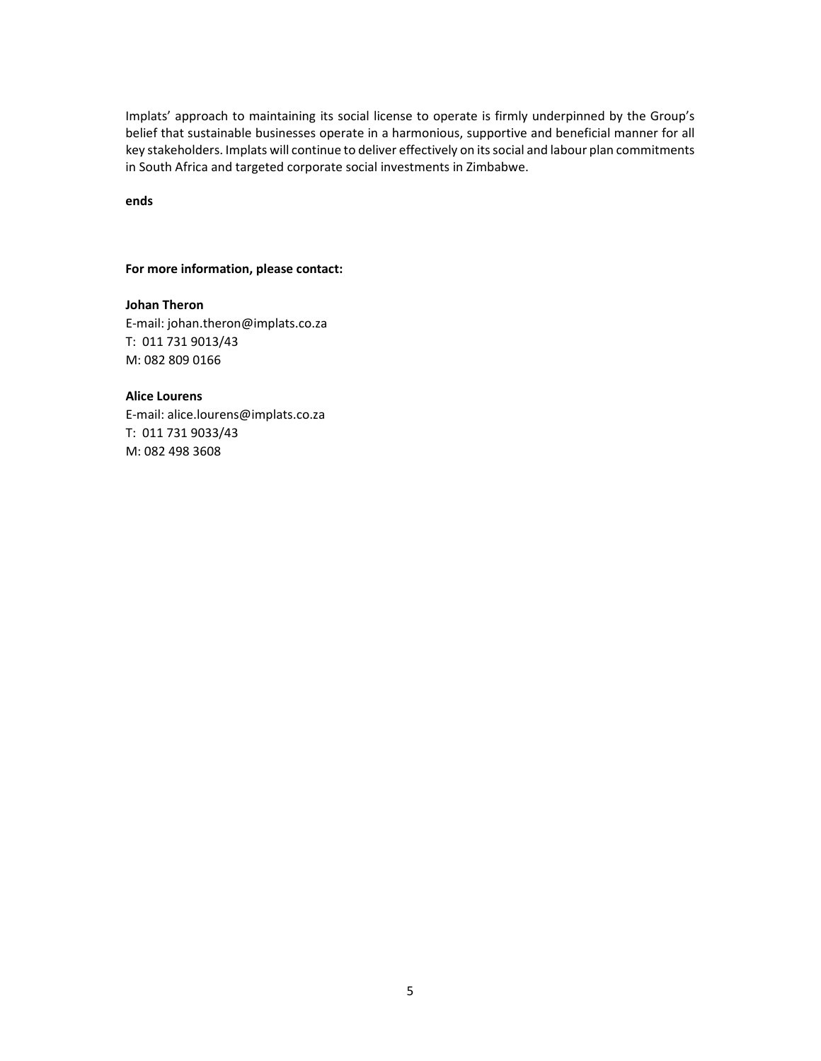Implats' approach to maintaining its social license to operate is firmly underpinned by the Group's belief that sustainable businesses operate in a harmonious, supportive and beneficial manner for all key stakeholders. Implats will continue to deliver effectively on its social and labour plan commitments in South Africa and targeted corporate social investments in Zimbabwe.

**ends**

**For more information, please contact:**

**Johan Theron**
E-mail: johan.theron@implats.co.za
T: 011 731 9013/43
M: 082 809 0166

**Alice Lourens**
E-mail: alice.lourens@implats.co.za
T: 011 731 9033/43
M: 082 498 3608